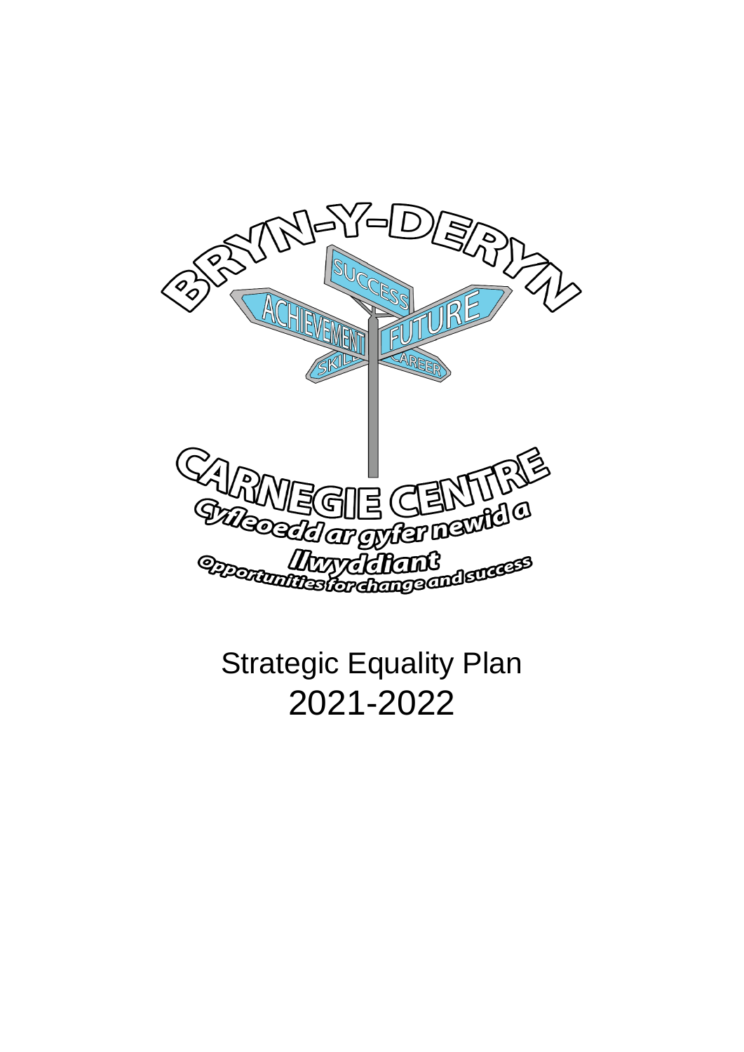BRYN-Y-DERYN

SUCCESS

ACHIEVEMENT

FUTURE

SKILL

CAREER

CARNEGIE CENTRE

Cyfleoedd ar gyfer newid a llwyddiant

Opportunities for change and success

# Strategic Equality Plan 2021-2022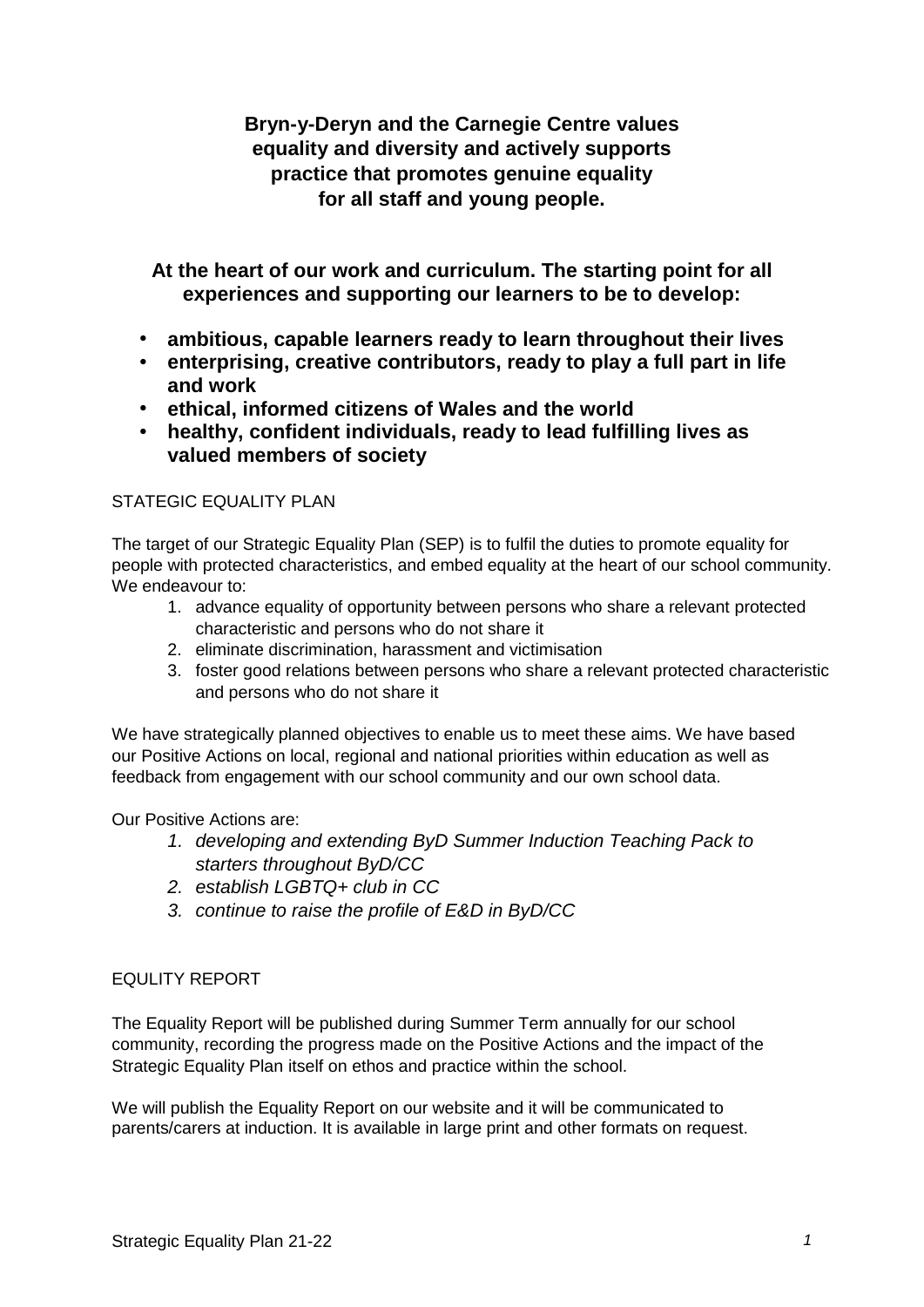**Bryn-y-Deryn and the Carnegie Centre values equality and diversity and actively supports practice that promotes genuine equality for all staff and young people.**

**At the heart of our work and curriculum. The starting point for all experiences and supporting our learners to be to develop:**

- **ambitious, capable learners ready to learn throughout their lives**
- **enterprising, creative contributors, ready to play a full part in life and work**
- **ethical, informed citizens of Wales and the world**
- **healthy, confident individuals, ready to lead fulfilling lives as valued members of society**

STATEGIC EQUALITY PLAN

The target of our Strategic Equality Plan (SEP) is to fulfil the duties to promote equality for people with protected characteristics, and embed equality at the heart of our school community. We endeavour to:

1. advance equality of opportunity between persons who share a relevant protected characteristic and persons who do not share it
2. eliminate discrimination, harassment and victimisation
3. foster good relations between persons who share a relevant protected characteristic and persons who do not share it

We have strategically planned objectives to enable us to meet these aims. We have based our Positive Actions on local, regional and national priorities within education as well as feedback from engagement with our school community and our own school data.

Our Positive Actions are:

1. *developing and extending ByD Summer Induction Teaching Pack to starters throughout ByD/CC*
2. *establish LGBTQ+ club in CC*
3. *continue to raise the profile of E&D in ByD/CC*

EQULITY REPORT

The Equality Report will be published during Summer Term annually for our school community, recording the progress made on the Positive Actions and the impact of the Strategic Equality Plan itself on ethos and practice within the school.

We will publish the Equality Report on our website and it will be communicated to parents/carers at induction. It is available in large print and other formats on request.